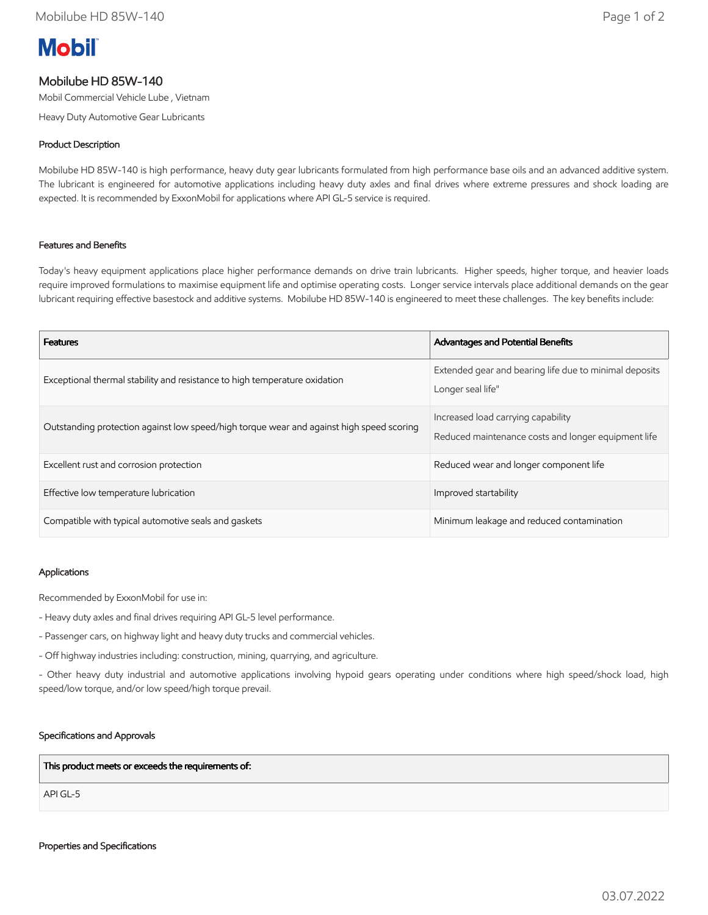Mobil

# Mobilube HD 85W-140

Mobil Commercial Vehicle Lube , Vietnam

Heavy Duty Automotive Gear Lubricants

## Product Description

Mobilube HD 85W-140 is high performance, heavy duty gear lubricants formulated from high performance base oils and an advanced additive system. The lubricant is engineered for automotive applications including heavy duty axles and final drives where extreme pressures and shock loading are expected. It is recommended by ExxonMobil for applications where API GL-5 service is required.

## Features and Benefits

Today's heavy equipment applications place higher performance demands on drive train lubricants. Higher speeds, higher torque, and heavier loads require improved formulations to maximise equipment life and optimise operating costs. Longer service intervals place additional demands on the gear lubricant requiring effective basestock and additive systems. Mobilube HD 85W-140 is engineered to meet these challenges. The key benefits include:

| Features | Advantages and Potential Benefits |
|---|---|
| Exceptional thermal stability and resistance to high temperature oxidation | Extended gear and bearing life due to minimal deposits<br>Longer seal life" |
| Outstanding protection against low speed/high torque wear and against high speed scoring | Increased load carrying capability<br>Reduced maintenance costs and longer equipment life |
| Excellent rust and corrosion protection | Reduced wear and longer component life |
| Effective low temperature lubrication | Improved startability |
| Compatible with typical automotive seals and gaskets | Minimum leakage and reduced contamination |

## Applications

Recommended by ExxonMobil for use in:

- Heavy duty axles and final drives requiring API GL-5 level performance.
- Passenger cars, on highway light and heavy duty trucks and commercial vehicles.
- Off highway industries including: construction, mining, quarrying, and agriculture.
- Other heavy duty industrial and automotive applications involving hypoid gears operating under conditions where high speed/shock load, high speed/low torque, and/or low speed/high torque prevail.

## Specifications and Approvals

| This product meets or exceeds the requirements of: |
|---|
| API GL-5 |

## Properties and Specifications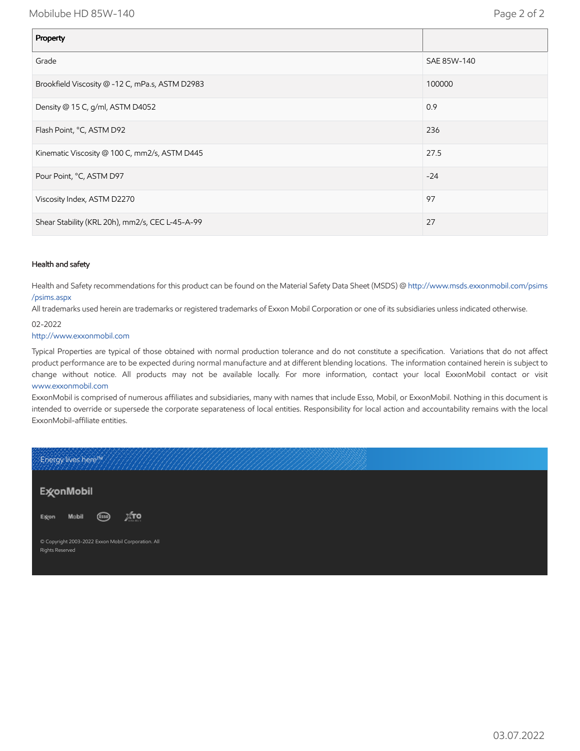| Property | |
|---|---|
| Grade | SAE 85W-140 |
| Brookfield Viscosity @ -12 C, mPa.s, ASTM D2983 | 100000 |
| Density @ 15 C, g/ml, ASTM D4052 | 0.9 |
| Flash Point, °C, ASTM D92 | 236 |
| Kinematic Viscosity @ 100 C, mm2/s, ASTM D445 | 27.5 |
| Pour Point, °C, ASTM D97 | -24 |
| Viscosity Index, ASTM D2270 | 97 |
| Shear Stability (KRL 20h), mm2/s, CEC L-45-A-99 | 27 |

### Health and safety

Health and Safety recommendations for this product can be found on the Material Safety Data Sheet (MSDS) @ http://www.msds.exxonmobil.com/psims/psims.aspx

All trademarks used herein are trademarks or registered trademarks of Exxon Mobil Corporation or one of its subsidiaries unless indicated otherwise.

02-2022

http://www.exxonmobil.com

Typical Properties are typical of those obtained with normal production tolerance and do not constitute a specification. Variations that do not affect product performance are to be expected during normal manufacture and at different blending locations. The information contained herein is subject to change without notice. All products may not be available locally. For more information, contact your local ExxonMobil contact or visit www.exxonmobil.com

ExxonMobil is comprised of numerous affiliates and subsidiaries, many with names that include Esso, Mobil, or ExxonMobil. Nothing in this document is intended to override or supersede the corporate separateness of local entities. Responsibility for local action and accountability remains with the local ExxonMobil-affiliate entities.

Energy lives here™

ExxonMobil

© Copyright 2003-2022 Exxon Mobil Corporation. All Rights Reserved